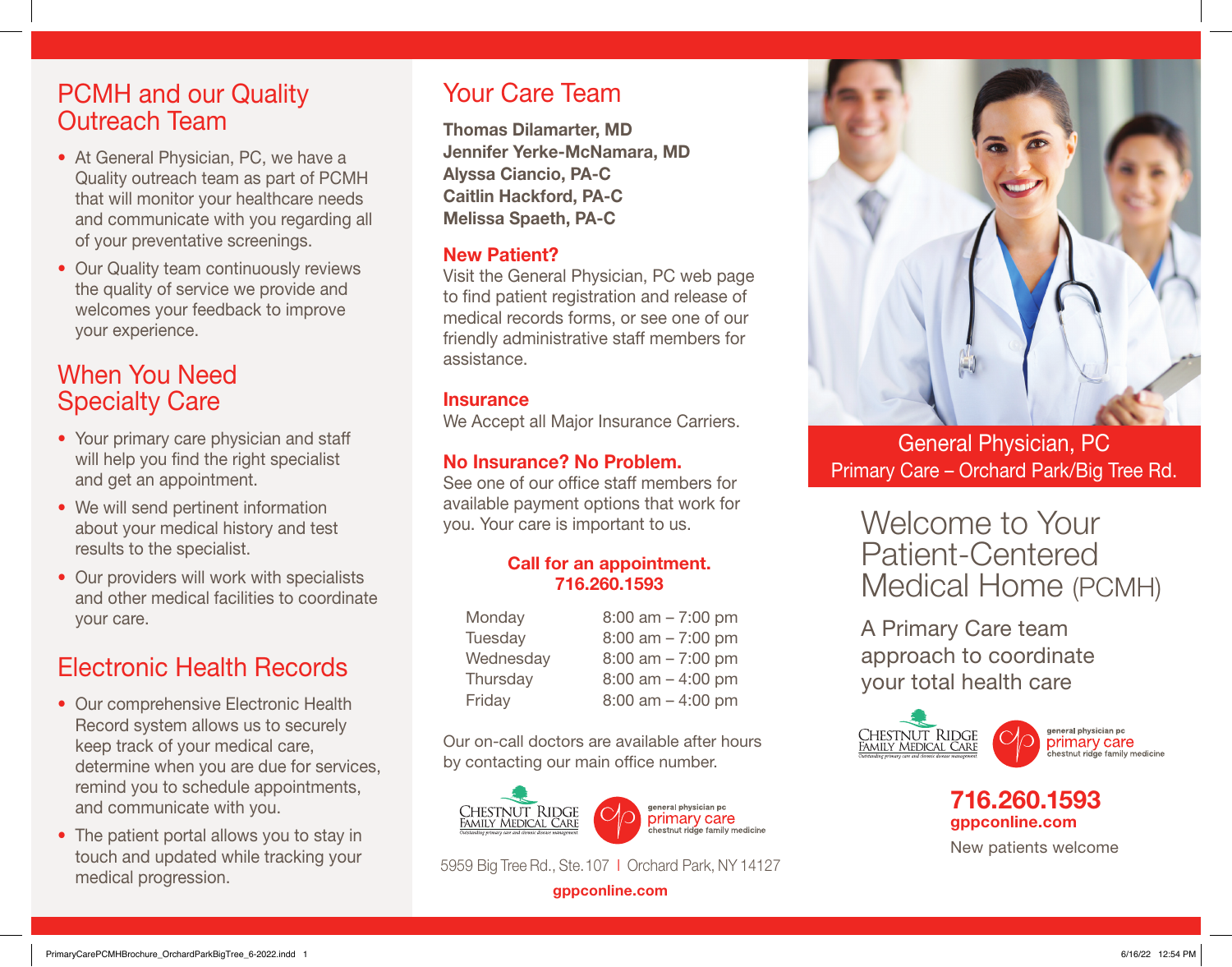## PCMH and our Quality Outreach Team

- At General Physician, PC, we have a Quality outreach team as part of PCMH that will monitor your healthcare needs and communicate with you regarding all of your preventative screenings.
- Our Quality team continuously reviews the quality of service we provide and welcomes your feedback to improve your experience.

## When You Need Specialty Care

- Your primary care physician and staff will help you find the right specialist and get an appointment.
- We will send pertinent information about your medical history and test results to the specialist.
- Our providers will work with specialists and other medical facilities to coordinate your care.

## Electronic Health Records

- Our comprehensive Electronic Health Record system allows us to securely keep track of your medical care, determine when you are due for services, remind you to schedule appointments, and communicate with you.
- The patient portal allows you to stay in touch and updated while tracking your medical progression.

## Your Care Team

**Thomas Dilamarter, MD**
**Jennifer Yerke-McNamara, MD**
**Alyssa Ciancio, PA-C**
**Caitlin Hackford, PA-C**
**Melissa Spaeth, PA-C**

### New Patient?

Visit the General Physician, PC web page to find patient registration and release of medical records forms, or see one of our friendly administrative staff members for assistance.

### Insurance

We Accept all Major Insurance Carriers.

### No Insurance? No Problem.

See one of our office staff members for available payment options that work for you. Your care is important to us.

**Call for an appointment.**
**716.260.1593**

| Day | Hours |
| --- | --- |
| Monday | 8:00 am – 7:00 pm |
| Tuesday | 8:00 am – 7:00 pm |
| Wednesday | 8:00 am – 7:00 pm |
| Thursday | 8:00 am – 4:00 pm |
| Friday | 8:00 am – 4:00 pm |

Our on-call doctors are available after hours by contacting our main office number.

Chestnut Ridge Family Medical Care — Outstanding primary care and chronic disease management
general physician pc primary care chestnut ridge family medicine

5959 Big Tree Rd., Ste. 107 | Orchard Park, NY 14127

**gppconline.com**

General Physician, PC
Primary Care – Orchard Park/Big Tree Rd.

# Welcome to Your Patient-Centered Medical Home (PCMH)

A Primary Care team approach to coordinate your total health care

Chestnut Ridge Family Medical Care — Outstanding primary care and chronic disease management
general physician pc primary care chestnut ridge family medicine

**716.260.1593**
**gppconline.com**
New patients welcome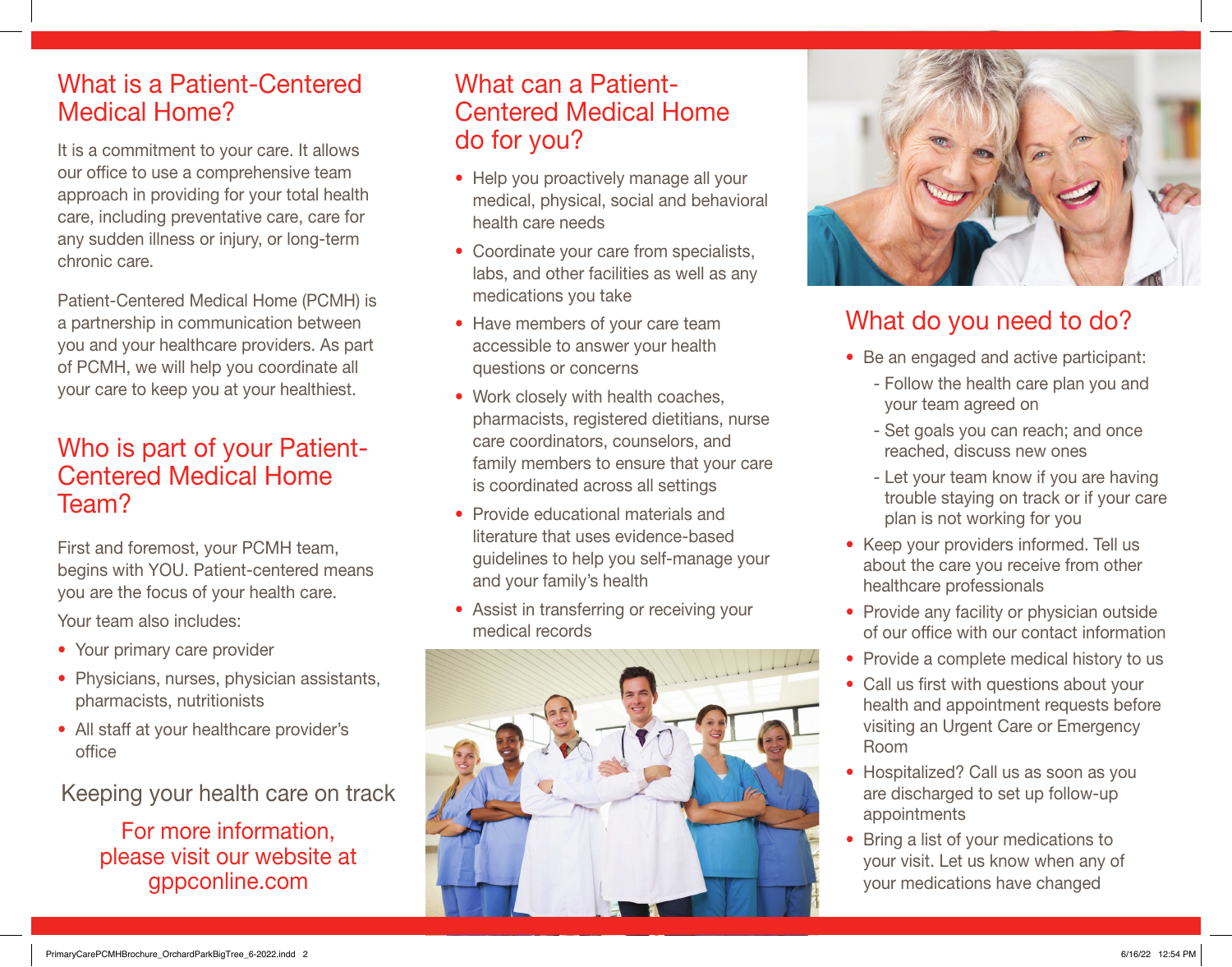## What is a Patient-Centered Medical Home?

It is a commitment to your care. It allows our office to use a comprehensive team approach in providing for your total health care, including preventative care, care for any sudden illness or injury, or long-term chronic care.

Patient-Centered Medical Home (PCMH) is a partnership in communication between you and your healthcare providers. As part of PCMH, we will help you coordinate all your care to keep you at your healthiest.

## Who is part of your Patient-Centered Medical Home Team?

First and foremost, your PCMH team, begins with YOU. Patient-centered means you are the focus of your health care.

Your team also includes:

- Your primary care provider
- Physicians, nurses, physician assistants, pharmacists, nutritionists
- All staff at your healthcare provider's office

Keeping your health care on track

For more information, please visit our website at gppconline.com

## What can a Patient-Centered Medical Home do for you?

- Help you proactively manage all your medical, physical, social and behavioral health care needs
- Coordinate your care from specialists, labs, and other facilities as well as any medications you take
- Have members of your care team accessible to answer your health questions or concerns
- Work closely with health coaches, pharmacists, registered dietitians, nurse care coordinators, counselors, and family members to ensure that your care is coordinated across all settings
- Provide educational materials and literature that uses evidence-based guidelines to help you self-manage your and your family's health
- Assist in transferring or receiving your medical records

## What do you need to do?

- Be an engaged and active participant:
  - Follow the health care plan you and your team agreed on
  - Set goals you can reach; and once reached, discuss new ones
  - Let your team know if you are having trouble staying on track or if your care plan is not working for you
- Keep your providers informed. Tell us about the care you receive from other healthcare professionals
- Provide any facility or physician outside of our office with our contact information
- Provide a complete medical history to us
- Call us first with questions about your health and appointment requests before visiting an Urgent Care or Emergency Room
- Hospitalized? Call us as soon as you are discharged to set up follow-up appointments
- Bring a list of your medications to your visit. Let us know when any of your medications have changed